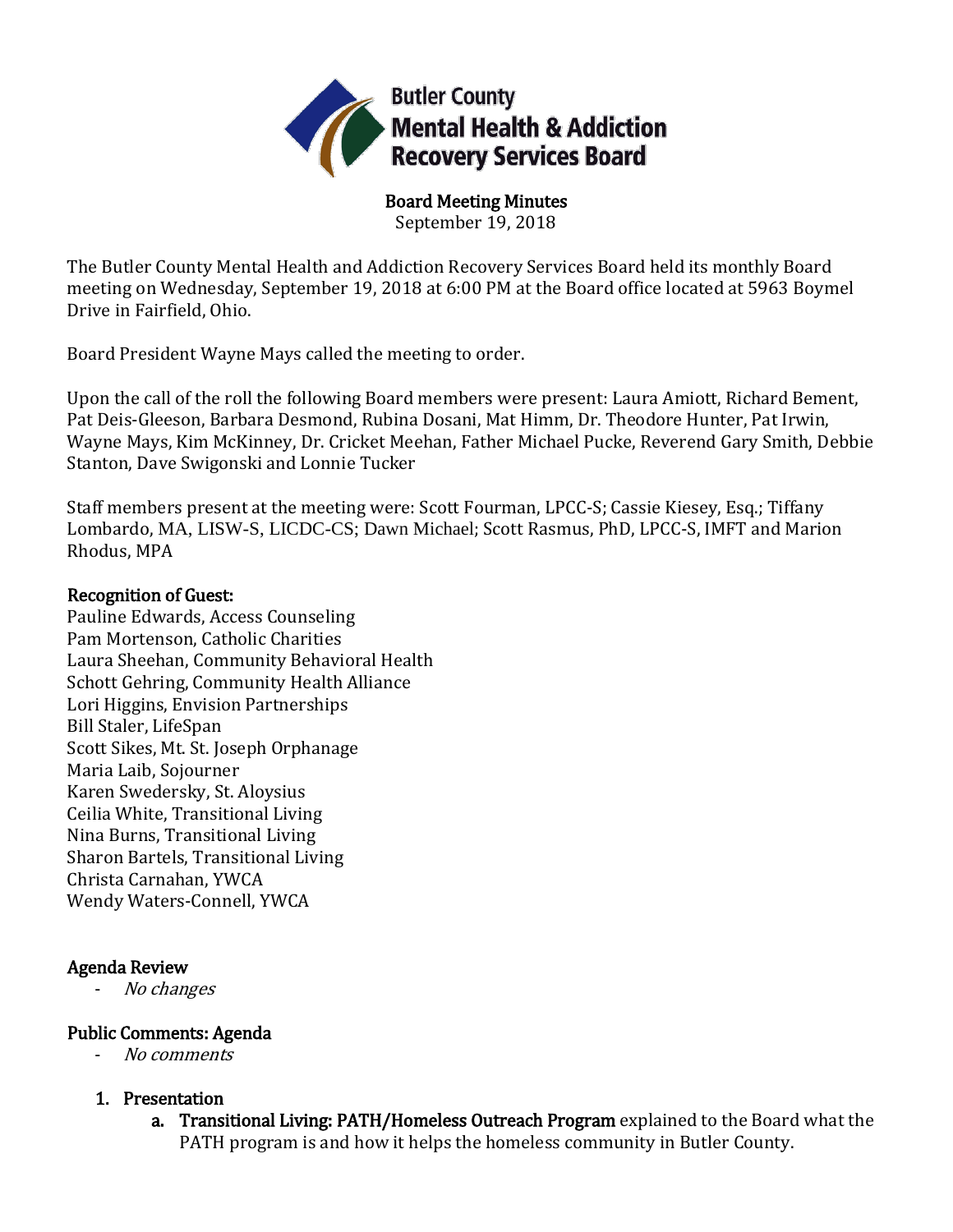Butler County
Mental Health & Addiction
Recovery Services Board

**Board Meeting Minutes**
September 19, 2018

The Butler County Mental Health and Addiction Recovery Services Board held its monthly Board meeting on Wednesday, September 19, 2018 at 6:00 PM at the Board office located at 5963 Boymel Drive in Fairfield, Ohio.

Board President Wayne Mays called the meeting to order.

Upon the call of the roll the following Board members were present: Laura Amiott, Richard Bement, Pat Deis-Gleeson, Barbara Desmond, Rubina Dosani, Mat Himm, Dr. Theodore Hunter, Pat Irwin, Wayne Mays, Kim McKinney, Dr. Cricket Meehan, Father Michael Pucke, Reverend Gary Smith, Debbie Stanton, Dave Swigonski and Lonnie Tucker

Staff members present at the meeting were: Scott Fourman, LPCC-S; Cassie Kiesey, Esq.; Tiffany Lombardo, MA, LISW-S, LICDC-CS; Dawn Michael; Scott Rasmus, PhD, LPCC-S, IMFT and Marion Rhodus, MPA

**Recognition of Guest:**
Pauline Edwards, Access Counseling
Pam Mortenson, Catholic Charities
Laura Sheehan, Community Behavioral Health
Schott Gehring, Community Health Alliance
Lori Higgins, Envision Partnerships
Bill Staler, LifeSpan
Scott Sikes, Mt. St. Joseph Orphanage
Maria Laib, Sojourner
Karen Swedersky, St. Aloysius
Ceilia White, Transitional Living
Nina Burns, Transitional Living
Sharon Bartels, Transitional Living
Christa Carnahan, YWCA
Wendy Waters-Connell, YWCA

**Agenda Review**
- *No changes*

**Public Comments: Agenda**
- *No comments*

1. **Presentation**
   a. **Transitional Living: PATH/Homeless Outreach Program** explained to the Board what the PATH program is and how it helps the homeless community in Butler County.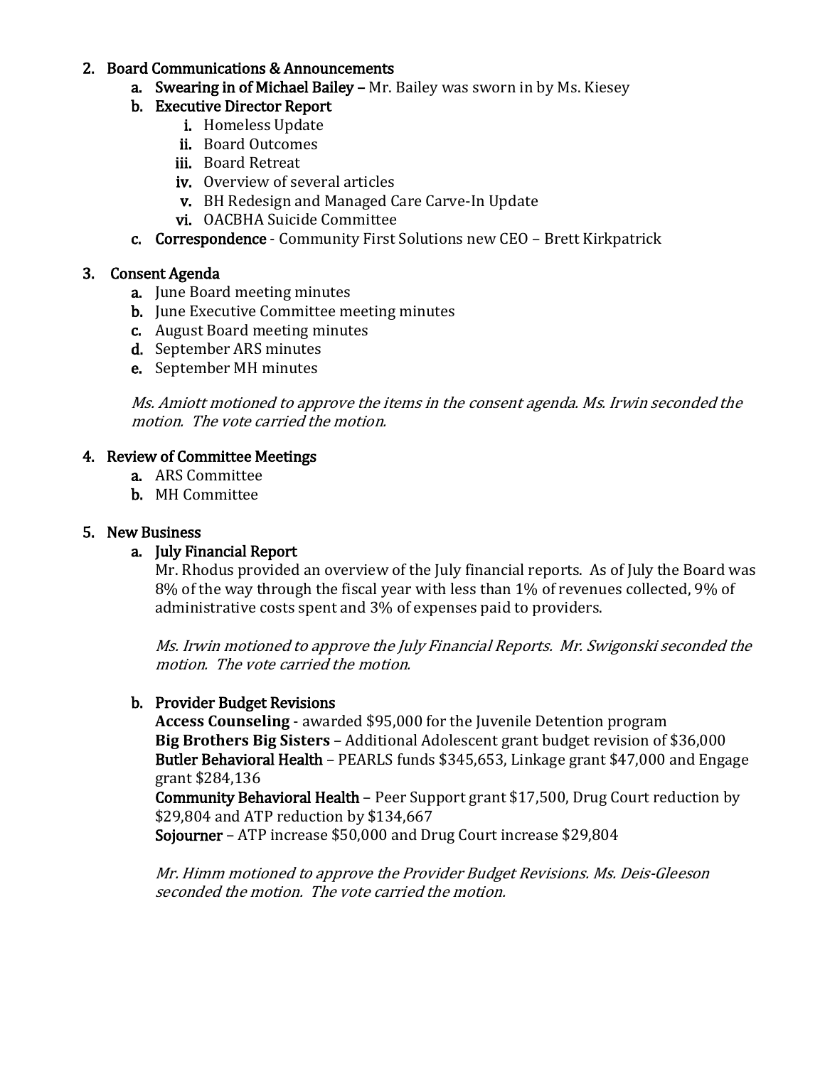2. **Board Communications & Announcements**
    a. **Swearing in of Michael Bailey** – Mr. Bailey was sworn in by Ms. Kiesey
    b. **Executive Director Report**
        i. Homeless Update
        ii. Board Outcomes
        iii. Board Retreat
        iv. Overview of several articles
        v. BH Redesign and Managed Care Carve-In Update
        vi. OACBHA Suicide Committee
    c. **Correspondence** - Community First Solutions new CEO – Brett Kirkpatrick

3. **Consent Agenda**
    a. June Board meeting minutes
    b. June Executive Committee meeting minutes
    c. August Board meeting minutes
    d. September ARS minutes
    e. September MH minutes

    *Ms. Amiott motioned to approve the items in the consent agenda. Ms. Irwin seconded the motion. The vote carried the motion.*

4. **Review of Committee Meetings**
    a. ARS Committee
    b. MH Committee

5. **New Business**
    a. **July Financial Report**
    Mr. Rhodus provided an overview of the July financial reports. As of July the Board was 8% of the way through the fiscal year with less than 1% of revenues collected, 9% of administrative costs spent and 3% of expenses paid to providers.

    *Ms. Irwin motioned to approve the July Financial Reports. Mr. Swigonski seconded the motion. The vote carried the motion.*

    b. **Provider Budget Revisions**
    **Access Counseling** - awarded $95,000 for the Juvenile Detention program
    **Big Brothers Big Sisters** – Additional Adolescent grant budget revision of $36,000
    **Butler Behavioral Health** – PEARLS funds $345,653, Linkage grant $47,000 and Engage grant $284,136
    **Community Behavioral Health** – Peer Support grant $17,500, Drug Court reduction by $29,804 and ATP reduction by $134,667
    **Sojourner** – ATP increase $50,000 and Drug Court increase $29,804

    *Mr. Himm motioned to approve the Provider Budget Revisions. Ms. Deis-Gleeson seconded the motion. The vote carried the motion.*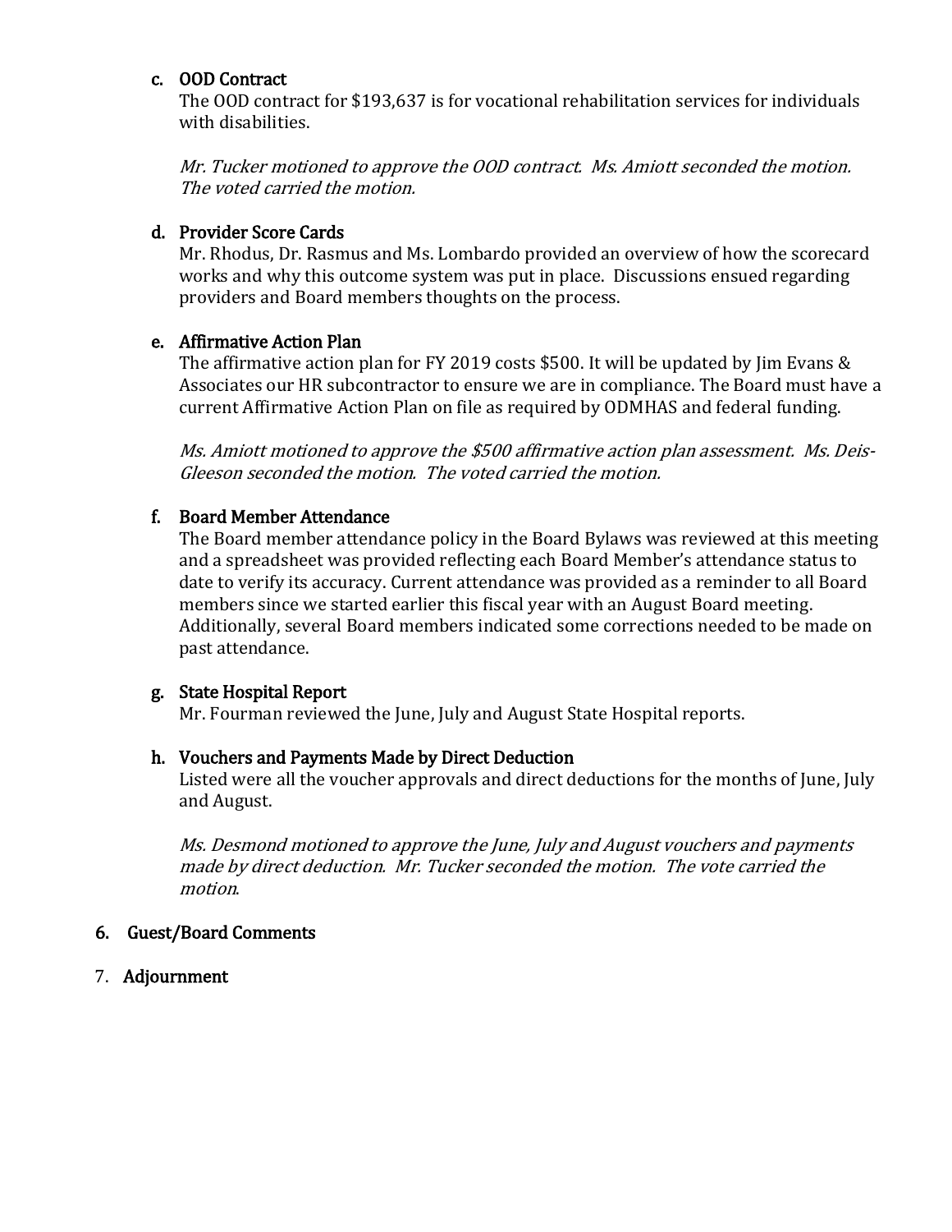c. **OOD Contract**

The OOD contract for $193,637 is for vocational rehabilitation services for individuals with disabilities.

*Mr. Tucker motioned to approve the OOD contract. Ms. Amiott seconded the motion. The voted carried the motion.*

d. **Provider Score Cards**

Mr. Rhodus, Dr. Rasmus and Ms. Lombardo provided an overview of how the scorecard works and why this outcome system was put in place. Discussions ensued regarding providers and Board members thoughts on the process.

e. **Affirmative Action Plan**

The affirmative action plan for FY 2019 costs $500. It will be updated by Jim Evans & Associates our HR subcontractor to ensure we are in compliance. The Board must have a current Affirmative Action Plan on file as required by ODMHAS and federal funding.

*Ms. Amiott motioned to approve the $500 affirmative action plan assessment. Ms. Deis-Gleeson seconded the motion. The voted carried the motion.*

f. **Board Member Attendance**

The Board member attendance policy in the Board Bylaws was reviewed at this meeting and a spreadsheet was provided reflecting each Board Member's attendance status to date to verify its accuracy. Current attendance was provided as a reminder to all Board members since we started earlier this fiscal year with an August Board meeting. Additionally, several Board members indicated some corrections needed to be made on past attendance.

g. **State Hospital Report**

Mr. Fourman reviewed the June, July and August State Hospital reports.

h. **Vouchers and Payments Made by Direct Deduction**

Listed were all the voucher approvals and direct deductions for the months of June, July and August.

*Ms. Desmond motioned to approve the June, July and August vouchers and payments made by direct deduction. Mr. Tucker seconded the motion. The vote carried the motion.*

6. **Guest/Board Comments**

7. **Adjournment**